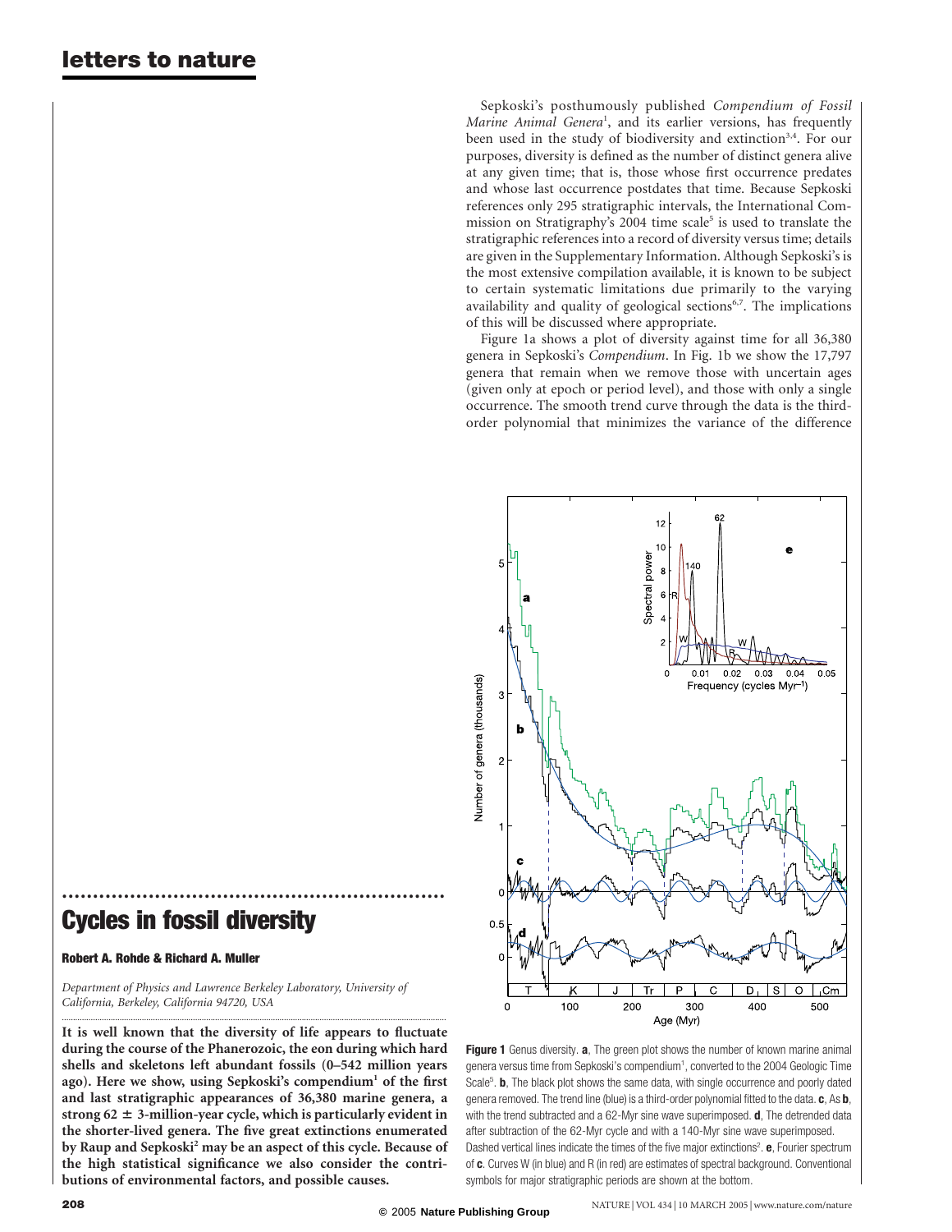# Cycles in fossil diversity

**Robert A. Rohde & Richard A. Muller**

*Department of Physics and Lawrence Berkeley Laboratory, University of California, Berkeley, California 94720, USA*

**It is well known that the diversity of life appears to fluctuate during the course of the Phanerozoic, the eon during which hard shells and skeletons left abundant fossils (0–542 million years ago). Here we show, using Sepkoski's compendium[1] of the first and last stratigraphic appearances of 36,380 marine genera, a strong 62 ± 3-million-year cycle, which is particularly evident in the shorter-lived genera. The five great extinctions enumerated by Raup and Sepkoski[2] may be an aspect of this cycle. Because of the high statistical significance we also consider the contributions of environmental factors, and possible causes.**

Sepkoski's posthumously published *Compendium of Fossil Marine Animal Genera*[1], and its earlier versions, has frequently been used in the study of biodiversity and extinction[3,4]. For our purposes, diversity is defined as the number of distinct genera alive at any given time; that is, those whose first occurrence predates and whose last occurrence postdates that time. Because Sepkoski references only 295 stratigraphic intervals, the International Commission on Stratigraphy's 2004 time scale[5] is used to translate the stratigraphic references into a record of diversity versus time; details are given in the Supplementary Information. Although Sepkoski's is the most extensive compilation available, it is known to be subject to certain systematic limitations due primarily to the varying availability and quality of geological sections[6,7]. The implications of this will be discussed where appropriate.

Figure 1a shows a plot of diversity against time for all 36,380 genera in Sepkoski's *Compendium*. In Fig. 1b we show the 17,797 genera that remain when we remove those with uncertain ages (given only at epoch or period level), and those with only a single occurrence. The smooth trend curve through the data is the third-order polynomial that minimizes the variance of the difference

**Figure 1** Genus diversity. **a**, The green plot shows the number of known marine animal genera versus time from Sepkoski's compendium[1], converted to the 2004 Geologic Time Scale[5]. **b**, The black plot shows the same data, with single occurrence and poorly dated genera removed. The trend line (blue) is a third-order polynomial fitted to the data. **c**, As **b**, with the trend subtracted and a 62-Myr sine wave superimposed. **d**, The detrended data after subtraction of the 62-Myr cycle and with a 140-Myr sine wave superimposed. Dashed vertical lines indicate the times of the five major extinctions[2]. **e**, Fourier spectrum of **c**. Curves W (in blue) and R (in red) are estimates of spectral background. Conventional symbols for major stratigraphic periods are shown at the bottom.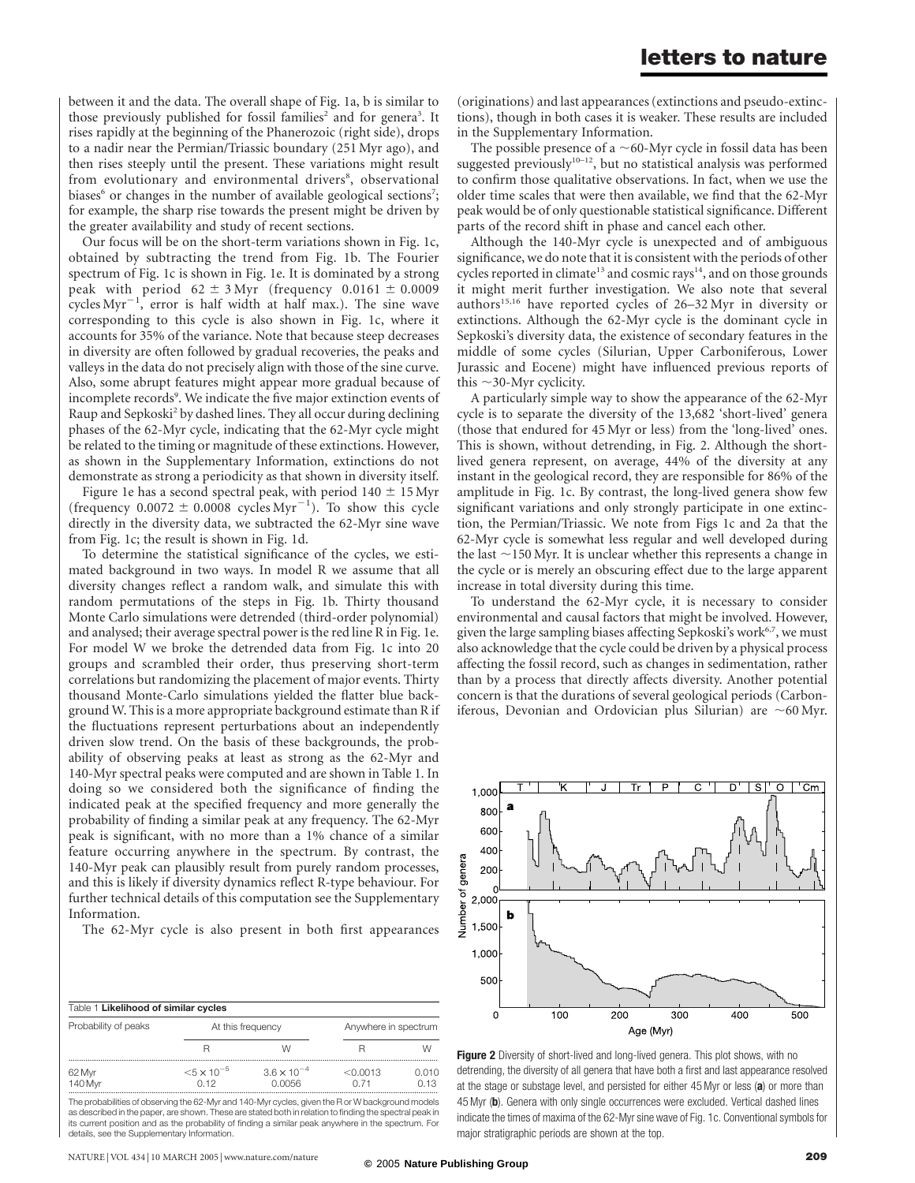between it and the data. The overall shape of Fig. 1a, b is similar to those previously published for fossil families[2] and for genera[3]. It rises rapidly at the beginning of the Phanerozoic (right side), drops to a nadir near the Permian/Triassic boundary (251 Myr ago), and then rises steeply until the present. These variations might result from evolutionary and environmental drivers[8], observational biases[6] or changes in the number of available geological sections[7]; for example, the sharp rise towards the present might be driven by the greater availability and study of recent sections.

Our focus will be on the short-term variations shown in Fig. 1c, obtained by subtracting the trend from Fig. 1b. The Fourier spectrum of Fig. 1c is shown in Fig. 1e. It is dominated by a strong peak with period $62 \pm 3$ Myr (frequency $0.0161 \pm 0.0009$ cycles Myr$^{-1}$, error is half width at half max.). The sine wave corresponding to this cycle is also shown in Fig. 1c, where it accounts for 35% of the variance. Note that because steep decreases in diversity are often followed by gradual recoveries, the peaks and valleys in the data do not precisely align with those of the sine curve. Also, some abrupt features might appear more gradual because of incomplete records[9]. We indicate the five major extinction events of Raup and Sepkoski[2] by dashed lines. They all occur during declining phases of the 62-Myr cycle, indicating that the 62-Myr cycle might be related to the timing or magnitude of these extinctions. However, as shown in the Supplementary Information, extinctions do not demonstrate as strong a periodicity as that shown in diversity itself.

Figure 1e has a second spectral peak, with period $140 \pm 15$ Myr (frequency $0.0072 \pm 0.0008$ cycles Myr$^{-1}$). To show this cycle directly in the diversity data, we subtracted the 62-Myr sine wave from Fig. 1c; the result is shown in Fig. 1d.

To determine the statistical significance of the cycles, we estimated background in two ways. In model R we assume that all diversity changes reflect a random walk, and simulate this with random permutations of the steps in Fig. 1b. Thirty thousand Monte Carlo simulations were detrended (third-order polynomial) and analysed; their average spectral power is the red line R in Fig. 1e. For model W we broke the detrended data from Fig. 1c into 20 groups and scrambled their order, thus preserving short-term correlations but randomizing the placement of major events. Thirty thousand Monte-Carlo simulations yielded the flatter blue background W. This is a more appropriate background estimate than R if the fluctuations represent perturbations about an independently driven slow trend. On the basis of these backgrounds, the probability of observing peaks at least as strong as the 62-Myr and 140-Myr spectral peaks were computed and are shown in Table 1. In doing so we considered both the significance of finding the indicated peak at the specified frequency and more generally the probability of finding a similar peak at any frequency. The 62-Myr peak is significant, with no more than a 1% chance of a similar feature occurring anywhere in the spectrum. By contrast, the 140-Myr peak can plausibly result from purely random processes, and this is likely if diversity dynamics reflect R-type behaviour. For further technical details of this computation see the Supplementary Information.

The 62-Myr cycle is also present in both first appearances (originations) and last appearances (extinctions and pseudo-extinctions), though in both cases it is weaker. These results are included in the Supplementary Information.

The possible presence of a ~60-Myr cycle in fossil data has been suggested previously[10–12], but no statistical analysis was performed to confirm those qualitative observations. In fact, when we use the older time scales that were then available, we find that the 62-Myr peak would be of only questionable statistical significance. Different parts of the record shift in phase and cancel each other.

Although the 140-Myr cycle is unexpected and of ambiguous significance, we do note that it is consistent with the periods of other cycles reported in climate[13] and cosmic rays[14], and on those grounds it might merit further investigation. We also note that several authors[15,16] have reported cycles of 26–32 Myr in diversity or extinctions. Although the 62-Myr cycle is the dominant cycle in Sepkoski's diversity data, the existence of secondary features in the middle of some cycles (Silurian, Upper Carboniferous, Lower Jurassic and Eocene) might have influenced previous reports of this ~30-Myr cyclicity.

A particularly simple way to show the appearance of the 62-Myr cycle is to separate the diversity of the 13,682 'short-lived' genera (those that endured for 45 Myr or less) from the 'long-lived' ones. This is shown, without detrending, in Fig. 2. Although the short-lived genera represent, on average, 44% of the diversity at any instant in the geological record, they are responsible for 86% of the amplitude in Fig. 1c. By contrast, the long-lived genera show few significant variations and only strongly participate in one extinction, the Permian/Triassic. We note from Figs 1c and 2a that the 62-Myr cycle is somewhat less regular and well developed during the last ~150 Myr. It is unclear whether this represents a change in the cycle or is merely an obscuring effect due to the large apparent increase in total diversity during this time.

To understand the 62-Myr cycle, it is necessary to consider environmental and causal factors that might be involved. However, given the large sampling biases affecting Sepkoski's work[6,7], we must also acknowledge that the cycle could be driven by a physical process affecting the fossil record, such as changes in sedimentation, rather than by a process that directly affects diversity. Another potential concern is that the durations of several geological periods (Carboniferous, Devonian and Ordovician plus Silurian) are ~60 Myr.

Table 1 **Likelihood of similar cycles**

| Probability of peaks | At this frequency | | Anywhere in spectrum | |
|---|---|---|---|---|
| | R | W | R | W |
| 62 Myr | $<5 \times 10^{-5}$ | $3.6 \times 10^{-4}$ | <0.0013 | 0.010 |
| 140 Myr | 0.12 | 0.0056 | 0.71 | 0.13 |

The probabilities of observing the 62-Myr and 140-Myr cycles, given the R or W background models as described in the paper, are shown. These are stated both in relation to finding the spectral peak in its current position and as the probability of finding a similar peak anywhere in the spectrum. For details, see the Supplementary Information.

**Figure 2** Diversity of short-lived and long-lived genera. This plot shows, with no detrending, the diversity of all genera that have both a first and last appearance resolved at the stage or substage level, and persisted for either 45 Myr or less (**a**) or more than 45 Myr (**b**). Genera with only single occurrences were excluded. Vertical dashed lines indicate the times of maxima of the 62-Myr sine wave of Fig. 1c. Conventional symbols for major stratigraphic periods are shown at the top.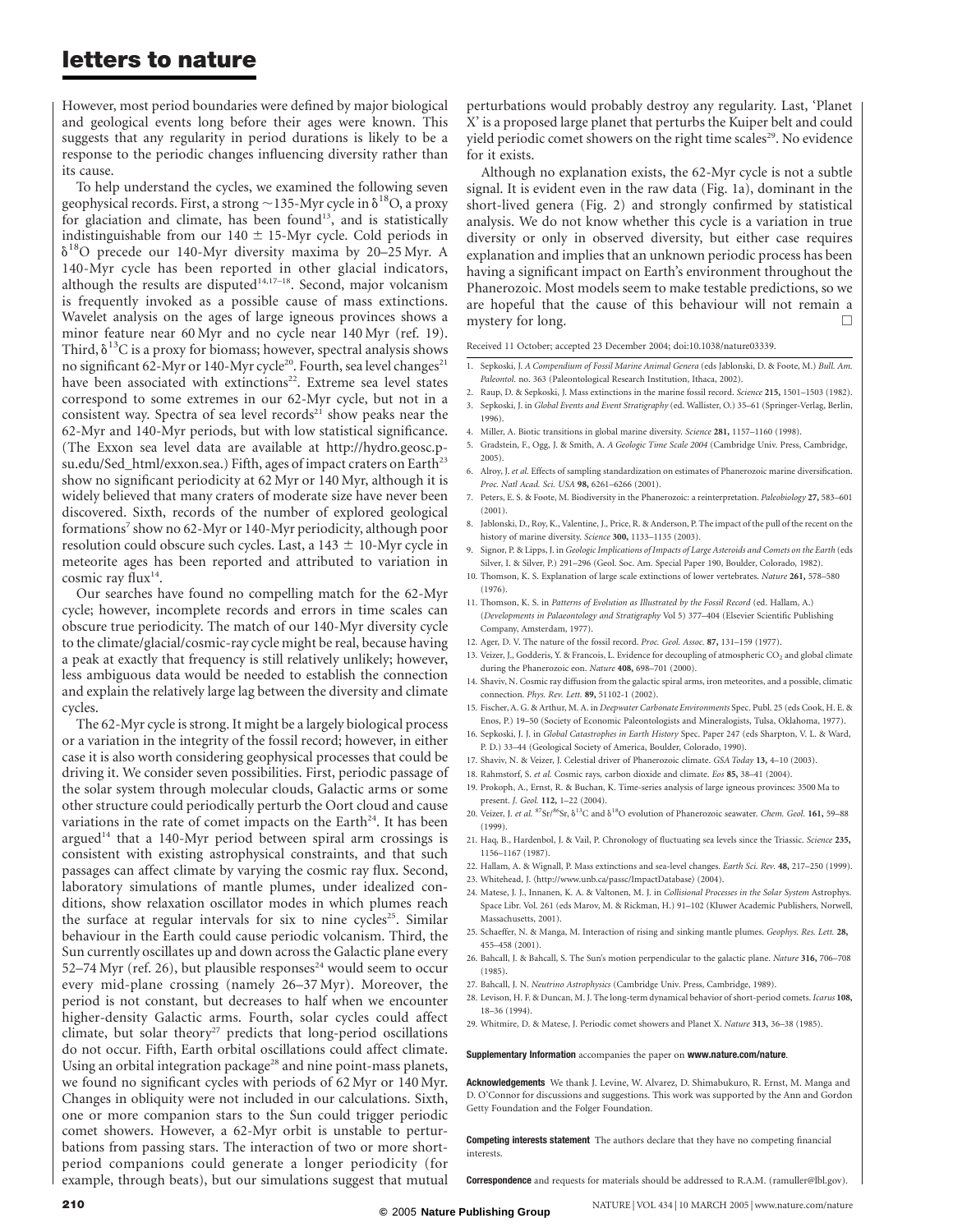However, most period boundaries were defined by major biological and geological events long before their ages were known. This suggests that any regularity in period durations is likely to be a response to the periodic changes influencing diversity rather than its cause.

To help understand the cycles, we examined the following seven geophysical records. First, a strong ~135-Myr cycle in $\delta^{18}O$, a proxy for glaciation and climate, has been found[13], and is statistically indistinguishable from our $140 \pm 15$-Myr cycle. Cold periods in $\delta^{18}O$ precede our 140-Myr diversity maxima by 20–25 Myr. A 140-Myr cycle has been reported in other glacial indicators, although the results are disputed[14,17–18]. Second, major volcanism is frequently invoked as a possible cause of mass extinctions. Wavelet analysis on the ages of large igneous provinces shows a minor feature near 60 Myr and no cycle near 140 Myr (ref. 19). Third, $\delta^{13}C$ is a proxy for biomass; however, spectral analysis shows no significant 62-Myr or 140-Myr cycle[20]. Fourth, sea level changes[21] have been associated with extinctions[22]. Extreme sea level states correspond to some extremes in our 62-Myr cycle, but not in a consistent way. Spectra of sea level records[21] show peaks near the 62-Myr and 140-Myr periods, but with low statistical significance. (The Exxon sea level data are available at http://hydro.geosc.psu.edu/Sed_html/exxon.sea.) Fifth, ages of impact craters on Earth[23] show no significant periodicity at 62 Myr or 140 Myr, although it is widely believed that many craters of moderate size have never been discovered. Sixth, records of the number of explored geological formations[7] show no 62-Myr or 140-Myr periodicity, although poor resolution could obscure such cycles. Last, a $143 \pm 10$-Myr cycle in meteorite ages has been reported and attributed to variation in cosmic ray flux[14].

Our searches have found no compelling match for the 62-Myr cycle; however, incomplete records and errors in time scales can obscure true periodicity. The match of our 140-Myr diversity cycle to the climate/glacial/cosmic-ray cycle might be real, because having a peak at exactly that frequency is still relatively unlikely; however, less ambiguous data would be needed to establish the connection and explain the relatively large lag between the diversity and climate cycles.

The 62-Myr cycle is strong. It might be a largely biological process or a variation in the integrity of the fossil record; however, in either case it is also worth considering geophysical processes that could be driving it. We consider seven possibilities. First, periodic passage of the solar system through molecular clouds, Galactic arms or some other structure could periodically perturb the Oort cloud and cause variations in the rate of comet impacts on the Earth[24]. It has been argued[14] that a 140-Myr period between spiral arm crossings is consistent with existing astrophysical constraints, and that such passages can affect climate by varying the cosmic ray flux. Second, laboratory simulations of mantle plumes, under idealized conditions, show relaxation oscillator modes in which plumes reach the surface at regular intervals for six to nine cycles[25]. Similar behaviour in the Earth could cause periodic volcanism. Third, the Sun currently oscillates up and down across the Galactic plane every 52–74 Myr (ref. 26), but plausible responses[24] would seem to occur every mid-plane crossing (namely 26–37 Myr). Moreover, the period is not constant, but decreases to half when we encounter higher-density Galactic arms. Fourth, solar cycles could affect climate, but solar theory[27] predicts that long-period oscillations do not occur. Fifth, Earth orbital oscillations could affect climate. Using an orbital integration package[28] and nine point-mass planets, we found no significant cycles with periods of 62 Myr or 140 Myr. Changes in obliquity were not included in our calculations. Sixth, one or more companion stars to the Sun could trigger periodic comet showers. However, a 62-Myr orbit is unstable to perturbations from passing stars. The interaction of two or more short-period companions could generate a longer periodicity (for example, through beats), but our simulations suggest that mutual perturbations would probably destroy any regularity. Last, 'Planet X' is a proposed large planet that perturbs the Kuiper belt and could yield periodic comet showers on the right time scales[29]. No evidence for it exists.

Although no explanation exists, the 62-Myr cycle is not a subtle signal. It is evident even in the raw data (Fig. 1a), dominant in the short-lived genera (Fig. 2) and strongly confirmed by statistical analysis. We do not know whether this cycle is a variation in true diversity or only in observed diversity, but either case requires explanation and implies that an unknown periodic process has been having a significant impact on Earth's environment throughout the Phanerozoic. Most models seem to make testable predictions, so we are hopeful that the cause of this behaviour will not remain a mystery for long. □

Received 11 October; accepted 23 December 2004; doi:10.1038/nature03339.

1. Sepkoski, J. *A Compendium of Fossil Marine Animal Genera* (eds Jablonski, D. & Foote, M.) *Bull. Am. Paleontol.* no. 363 (Paleontological Research Institution, Ithaca, 2002).
2. Raup, D. & Sepkoski, J. Mass extinctions in the marine fossil record. *Science* **215,** 1501–1503 (1982).
3. Sepkoski, J. in *Global Events and Event Stratigraphy* (ed. Wallister, O.) 35–61 (Springer-Verlag, Berlin, 1996).
4. Miller, A. Biotic transitions in global marine diversity. *Science* **281,** 1157–1160 (1998).
5. Gradstein, F., Ogg, J. & Smith, A. *A Geologic Time Scale 2004* (Cambridge Univ. Press, Cambridge, 2005).
6. Alroy, J. *et al.* Effects of sampling standardization on estimates of Phanerozoic marine diversification. *Proc. Natl Acad. Sci. USA* **98,** 6261–6266 (2001).
7. Peters, E. S. & Foote, M. Biodiversity in the Phanerozoic: a reinterpretation. *Paleobiology* **27,** 583–601 (2001).
8. Jablonski, D., Roy, K., Valentine, J., Price, R. & Anderson, P. The impact of the pull of the recent on the history of marine diversity. *Science* **300,** 1133–1135 (2003).
9. Signor, P. & Lipps, J. in *Geologic Implications of Impacts of Large Asteroids and Comets on the Earth* (eds Silver, I. & Silver, P.) 291–296 (Geol. Soc. Am. Special Paper 190, Boulder, Colorado, 1982).
10. Thomson, K. S. Explanation of large scale extinctions of lower vertebrates. *Nature* **261,** 578–580 (1976).
11. Thomson, K. S. in *Patterns of Evolution as Illustrated by the Fossil Record* (ed. Hallam, A.) (*Developments in Palaeontology and Stratigraphy* Vol 5) 377–404 (Elsevier Scientific Publishing Company, Amsterdam, 1977).
12. Ager, D. V. The nature of the fossil record. *Proc. Geol. Assoc.* **87,** 131–159 (1977).
13. Veizer, J., Godderis, Y. & Francois, L. Evidence for decoupling of atmospheric $CO_2$ and global climate during the Phanerozoic eon. *Nature* **408,** 698–701 (2000).
14. Shaviv, N. Cosmic ray diffusion from the galactic spiral arms, iron meteorites, and a possible, climatic connection. *Phys. Rev. Lett.* **89,** 51102-1 (2002).
15. Fischer, A. G. & Arthur, M. A. in *Deepwater Carbonate Environments* Spec. Publ. 25 (eds Cook, H. E. & Enos, P.) 19–50 (Society of Economic Paleontologists and Mineralogists, Tulsa, Oklahoma, 1977).
16. Sepkoski, J. J. in *Global Catastrophes in Earth History* Spec. Paper 247 (eds Sharpton, V. L. & Ward, P. D.) 33–44 (Geological Society of America, Boulder, Colorado, 1990).
17. Shaviv, N. & Veizer, J. Celestial driver of Phanerozoic climate. *GSA Today* **13,** 4–10 (2003).
18. Rahmstorf, S. *et al.* Cosmic rays, carbon dioxide and climate. *Eos* **85,** 38–41 (2004).
19. Prokoph, A., Ernst, R. & Buchan, K. Time-series analysis of large igneous provinces: 3500 Ma to present. *J. Geol.* **112,** 1–22 (2004).
20. Veizer, J. *et al.* $^{87}Sr/^{86}Sr$, $\delta^{13}C$ and $\delta^{18}O$ evolution of Phanerozoic seawater. *Chem. Geol.* **161,** 59–88 (1999).
21. Haq, B., Hardenbol, J. & Vail, P. Chronology of fluctuating sea levels since the Triassic. *Science* **235,** 1156–1167 (1987).
22. Hallam, A. & Wignall, P. Mass extinctions and sea-level changes. *Earth Sci. Rev.* **48,** 217–250 (1999).
23. Whitehead, J. (http://www.unb.ca/passc/ImpactDatabase) (2004).
24. Matese, J. J., Innanen, K. A. & Valtonen, M. J. in *Collisional Processes in the Solar System* Astrophys. Space Libr. Vol. 261 (eds Marov, M. & Rickman, H.) 91–102 (Kluwer Academic Publishers, Norwell, Massachusetts, 2001).
25. Schaeffer, N. & Manga, M. Interaction of rising and sinking mantle plumes. *Geophys. Res. Lett.* **28,** 455–458 (2001).
26. Bahcall, J. & Bahcall, S. The Sun's motion perpendicular to the galactic plane. *Nature* **316,** 706–708 (1985).
27. Bahcall, J. N. *Neutrino Astrophysics* (Cambridge Univ. Press, Cambridge, 1989).
28. Levison, H. F. & Duncan, M. J. The long-term dynamical behavior of short-period comets. *Icarus* **108,** 18–36 (1994).
29. Whitmire, D. & Matese, J. Periodic comet showers and Planet X. *Nature* **313,** 36–38 (1985).

**Supplementary Information** accompanies the paper on **www.nature.com/nature**.

**Acknowledgements** We thank J. Levine, W. Alvarez, D. Shimabukuro, R. Ernst, M. Manga and D. O'Connor for discussions and suggestions. This work was supported by the Ann and Gordon Getty Foundation and the Folger Foundation.

**Competing interests statement** The authors declare that they have no competing financial interests.

**Correspondence** and requests for materials should be addressed to R.A.M. (ramuller@lbl.gov).